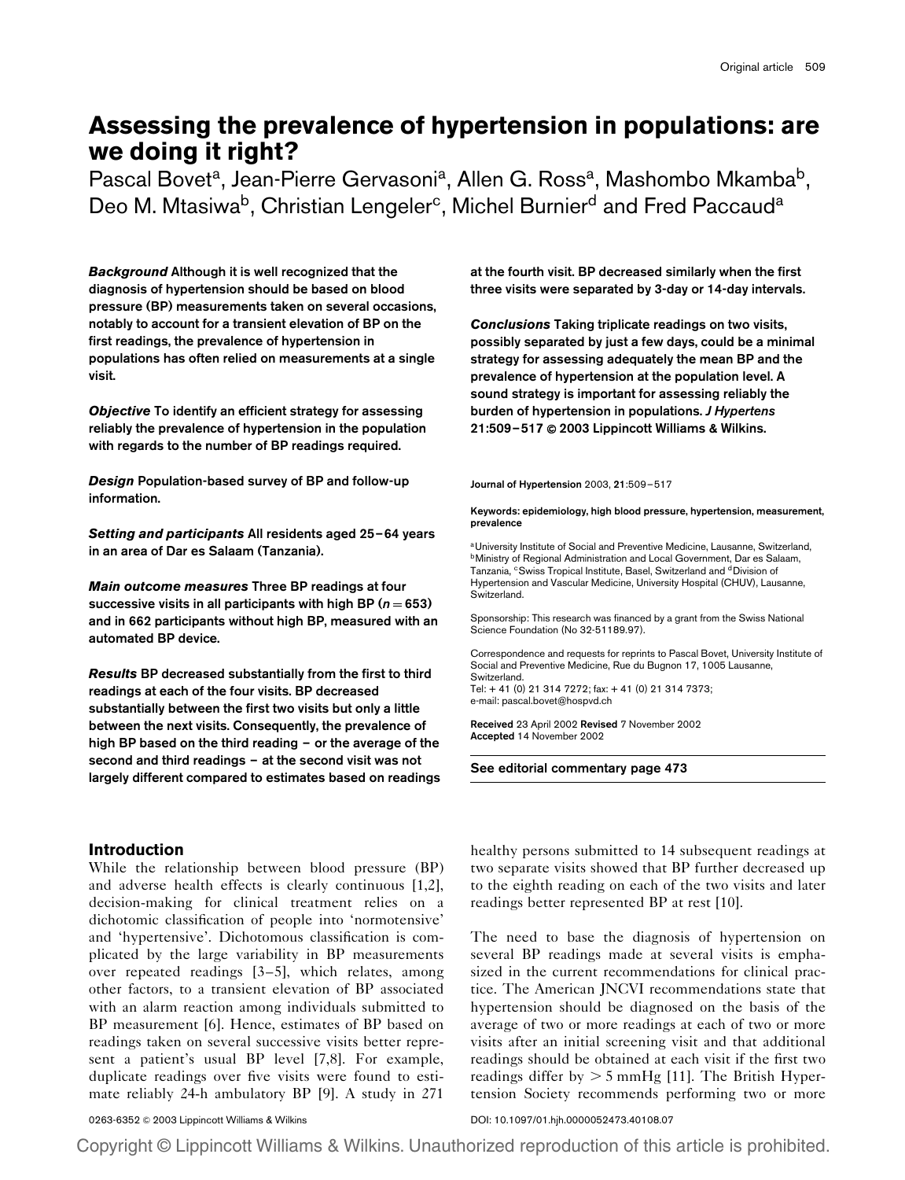# Assessing the prevalence of hypertension in populations: are we doing it right?

Pascal Bovet[a], Jean-Pierre Gervasoni[a], Allen G. Ross[a], Mashombo Mkamba[b], Deo M. Mtasiwa[b], Christian Lengeler[c], Michel Burnier[d] and Fred Paccaud[a]

***Background*** **Although it is well recognized that the diagnosis of hypertension should be based on blood pressure (BP) measurements taken on several occasions, notably to account for a transient elevation of BP on the first readings, the prevalence of hypertension in populations has often relied on measurements at a single visit.**

***Objective*** **To identify an efficient strategy for assessing reliably the prevalence of hypertension in the population with regards to the number of BP readings required.**

***Design*** **Population-based survey of BP and follow-up information.**

***Setting and participants*** **All residents aged 25–64 years in an area of Dar es Salaam (Tanzania).**

***Main outcome measures*** **Three BP readings at four successive visits in all participants with high BP ($n = 653$) and in 662 participants without high BP, measured with an automated BP device.**

***Results*** **BP decreased substantially from the first to third readings at each of the four visits. BP decreased substantially between the first two visits but only a little between the next visits. Consequently, the prevalence of high BP based on the third reading – or the average of the second and third readings – at the second visit was not largely different compared to estimates based on readings at the fourth visit. BP decreased similarly when the first three visits were separated by 3-day or 14-day intervals.**

***Conclusions*** **Taking triplicate readings on two visits, possibly separated by just a few days, could be a minimal strategy for assessing adequately the mean BP and the prevalence of hypertension at the population level. A sound strategy is important for assessing reliably the burden of hypertension in populations. *J Hypertens* 21:509–517 © 2003 Lippincott Williams & Wilkins.**

Journal of Hypertension 2003, **21**:509–517

**Keywords: epidemiology, high blood pressure, hypertension, measurement, prevalence**

[a]University Institute of Social and Preventive Medicine, Lausanne, Switzerland, [b]Ministry of Regional Administration and Local Government, Dar es Salaam, Tanzania, [c]Swiss Tropical Institute, Basel, Switzerland and [d]Division of Hypertension and Vascular Medicine, University Hospital (CHUV), Lausanne, Switzerland.

Sponsorship: This research was financed by a grant from the Swiss National Science Foundation (No 32-51189.97).

Correspondence and requests for reprints to Pascal Bovet, University Institute of Social and Preventive Medicine, Rue du Bugnon 17, 1005 Lausanne, Switzerland.
Tel: + 41 (0) 21 314 7272; fax: + 41 (0) 21 314 7373;
e-mail: pascal.bovet@hospvd.ch

**Received** 23 April 2002 **Revised** 7 November 2002
**Accepted** 14 November 2002

**See editorial commentary page 473**

## Introduction

While the relationship between blood pressure (BP) and adverse health effects is clearly continuous [1,2], decision-making for clinical treatment relies on a dichotomic classification of people into 'normotensive' and 'hypertensive'. Dichotomous classification is complicated by the large variability in BP measurements over repeated readings [3–5], which relates, among other factors, to a transient elevation of BP associated with an alarm reaction among individuals submitted to BP measurement [6]. Hence, estimates of BP based on readings taken on several successive visits better represent a patient's usual BP level [7,8]. For example, duplicate readings over five visits were found to estimate reliably 24-h ambulatory BP [9]. A study in 271 healthy persons submitted to 14 subsequent readings at two separate visits showed that BP further decreased up to the eighth reading on each of the two visits and later readings better represented BP at rest [10].

The need to base the diagnosis of hypertension on several BP readings made at several visits is emphasized in the current recommendations for clinical practice. The American JNCVI recommendations state that hypertension should be diagnosed on the basis of the average of two or more readings at each of two or more visits after an initial screening visit and that additional readings should be obtained at each visit if the first two readings differ by > 5 mmHg [11]. The British Hypertension Society recommends performing two or more

0263-6352 © 2003 Lippincott Williams & Wilkins DOI: 10.1097/01.hjh.0000052473.40108.07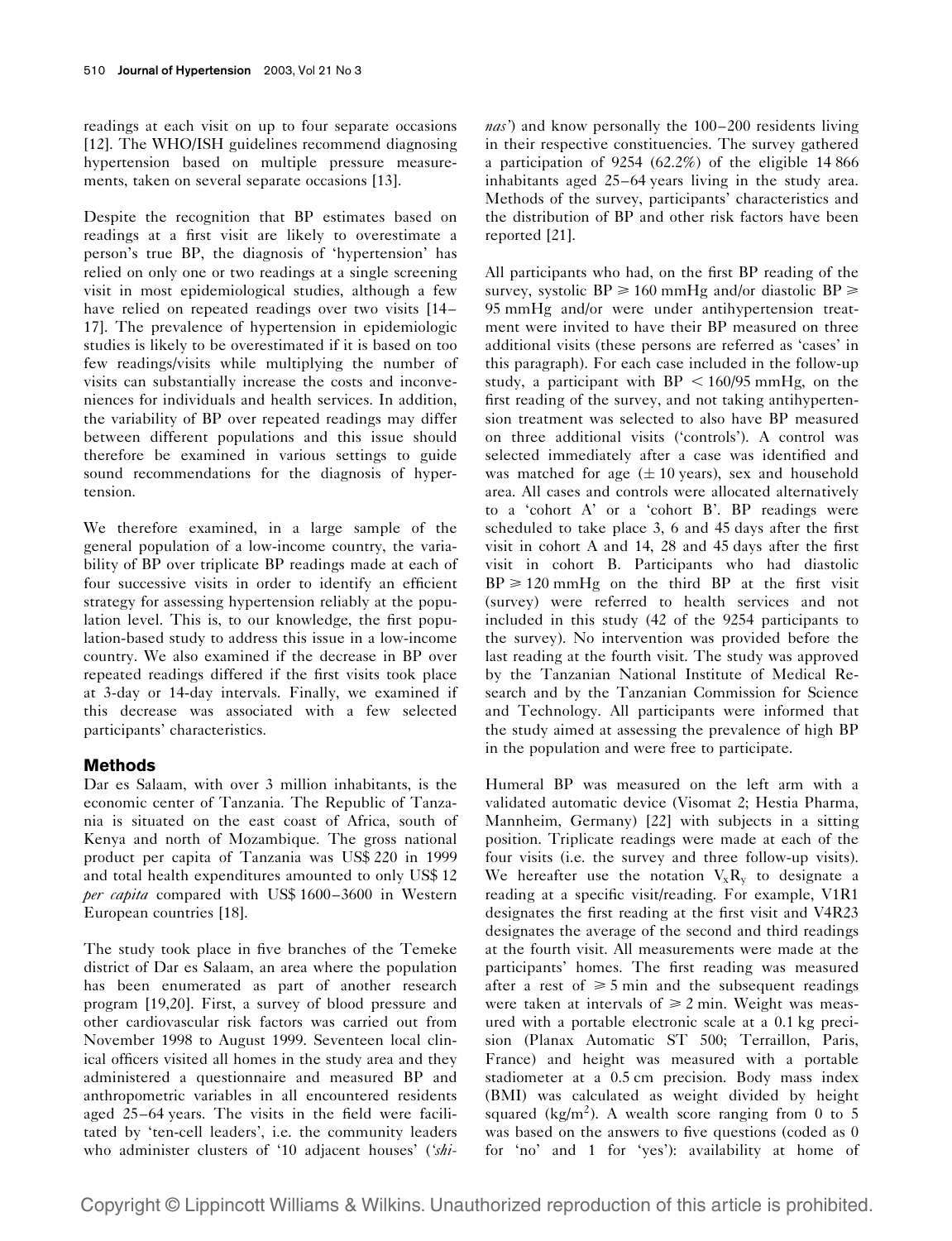readings at each visit on up to four separate occasions [12]. The WHO/ISH guidelines recommend diagnosing hypertension based on multiple pressure measurements, taken on several separate occasions [13].

Despite the recognition that BP estimates based on readings at a first visit are likely to overestimate a person's true BP, the diagnosis of 'hypertension' has relied on only one or two readings at a single screening visit in most epidemiological studies, although a few have relied on repeated readings over two visits [14–17]. The prevalence of hypertension in epidemiologic studies is likely to be overestimated if it is based on too few readings/visits while multiplying the number of visits can substantially increase the costs and inconveniences for individuals and health services. In addition, the variability of BP over repeated readings may differ between different populations and this issue should therefore be examined in various settings to guide sound recommendations for the diagnosis of hypertension.

We therefore examined, in a large sample of the general population of a low-income country, the variability of BP over triplicate BP readings made at each of four successive visits in order to identify an efficient strategy for assessing hypertension reliably at the population level. This is, to our knowledge, the first population-based study to address this issue in a low-income country. We also examined if the decrease in BP over repeated readings differed if the first visits took place at 3-day or 14-day intervals. Finally, we examined if this decrease was associated with a few selected participants' characteristics.

## Methods

Dar es Salaam, with over 3 million inhabitants, is the economic center of Tanzania. The Republic of Tanzania is situated on the east coast of Africa, south of Kenya and north of Mozambique. The gross national product per capita of Tanzania was US$ 220 in 1999 and total health expenditures amounted to only US$ 12 *per capita* compared with US$ 1600–3600 in Western European countries [18].

The study took place in five branches of the Temeke district of Dar es Salaam, an area where the population has been enumerated as part of another research program [19,20]. First, a survey of blood pressure and other cardiovascular risk factors was carried out from November 1998 to August 1999. Seventeen local clinical officers visited all homes in the study area and they administered a questionnaire and measured BP and anthropometric variables in all encountered residents aged 25–64 years. The visits in the field were facilitated by 'ten-cell leaders', i.e. the community leaders who administer clusters of '10 adjacent houses' ('*shinas*') and know personally the 100–200 residents living in their respective constituencies. The survey gathered a participation of 9254 (62.2%) of the eligible 14 866 inhabitants aged 25–64 years living in the study area. Methods of the survey, participants' characteristics and the distribution of BP and other risk factors have been reported [21].

All participants who had, on the first BP reading of the survey, systolic BP ≥ 160 mmHg and/or diastolic BP ≥ 95 mmHg and/or were under antihypertension treatment were invited to have their BP measured on three additional visits (these persons are referred as 'cases' in this paragraph). For each case included in the follow-up study, a participant with BP < 160/95 mmHg, on the first reading of the survey, and not taking antihypertension treatment was selected to also have BP measured on three additional visits ('controls'). A control was selected immediately after a case was identified and was matched for age (± 10 years), sex and household area. All cases and controls were allocated alternatively to a 'cohort A' or a 'cohort B'. BP readings were scheduled to take place 3, 6 and 45 days after the first visit in cohort A and 14, 28 and 45 days after the first visit in cohort B. Participants who had diastolic BP ≥ 120 mmHg on the third BP at the first visit (survey) were referred to health services and not included in this study (42 of the 9254 participants to the survey). No intervention was provided before the last reading at the fourth visit. The study was approved by the Tanzanian National Institute of Medical Research and by the Tanzanian Commission for Science and Technology. All participants were informed that the study aimed at assessing the prevalence of high BP in the population and were free to participate.

Humeral BP was measured on the left arm with a validated automatic device (Visomat 2; Hestia Pharma, Mannheim, Germany) [22] with subjects in a sitting position. Triplicate readings were made at each of the four visits (i.e. the survey and three follow-up visits). We hereafter use the notation $V_xR_y$ to designate a reading at a specific visit/reading. For example, V1R1 designates the first reading at the first visit and V4R23 designates the average of the second and third readings at the fourth visit. All measurements were made at the participants' homes. The first reading was measured after a rest of ≥ 5 min and the subsequent readings were taken at intervals of ≥ 2 min. Weight was measured with a portable electronic scale at a 0.1 kg precision (Planax Automatic ST 500; Terraillon, Paris, France) and height was measured with a portable stadiometer at a 0.5 cm precision. Body mass index (BMI) was calculated as weight divided by height squared (kg/m$^2$). A wealth score ranging from 0 to 5 was based on the answers to five questions (coded as 0 for 'no' and 1 for 'yes'): availability at home of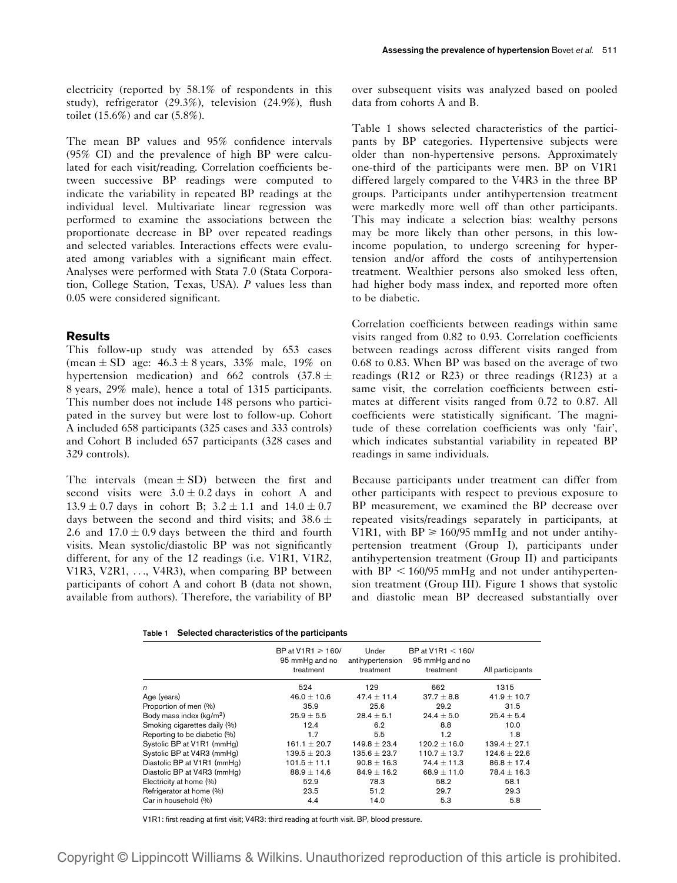electricity (reported by 58.1% of respondents in this study), refrigerator (29.3%), television (24.9%), flush toilet (15.6%) and car (5.8%).

The mean BP values and 95% confidence intervals (95% CI) and the prevalence of high BP were calculated for each visit/reading. Correlation coefficients between successive BP readings were computed to indicate the variability in repeated BP readings at the individual level. Multivariate linear regression was performed to examine the associations between the proportionate decrease in BP over repeated readings and selected variables. Interactions effects were evaluated among variables with a significant main effect. Analyses were performed with Stata 7.0 (Stata Corporation, College Station, Texas, USA). *P* values less than 0.05 were considered significant.

## Results

This follow-up study was attended by 653 cases (mean $\pm$ SD age: $46.3 \pm 8$ years, 33% male, 19% on hypertension medication) and 662 controls ($37.8 \pm 8$ years, 29% male), hence a total of 1315 participants. This number does not include 148 persons who participated in the survey but were lost to follow-up. Cohort A included 658 participants (325 cases and 333 controls) and Cohort B included 657 participants (328 cases and 329 controls).

The intervals (mean $\pm$ SD) between the first and second visits were $3.0 \pm 0.2$ days in cohort A and $13.9 \pm 0.7$ days in cohort B; $3.2 \pm 1.1$ and $14.0 \pm 0.7$ days between the second and third visits; and $38.6 \pm 2.6$ and $17.0 \pm 0.9$ days between the third and fourth visits. Mean systolic/diastolic BP was not significantly different, for any of the 12 readings (i.e. V1R1, V1R2, V1R3, V2R1, …, V4R3), when comparing BP between participants of cohort A and cohort B (data not shown, available from authors). Therefore, the variability of BP over subsequent visits was analyzed based on pooled data from cohorts A and B.

Table 1 shows selected characteristics of the participants by BP categories. Hypertensive subjects were older than non-hypertensive persons. Approximately one-third of the participants were men. BP on V1R1 differed largely compared to the V4R3 in the three BP groups. Participants under antihypertension treatment were markedly more well off than other participants. This may indicate a selection bias: wealthy persons may be more likely than other persons, in this low-income population, to undergo screening for hypertension and/or afford the costs of antihypertension treatment. Wealthier persons also smoked less often, had higher body mass index, and reported more often to be diabetic.

Correlation coefficients between readings within same visits ranged from 0.82 to 0.93. Correlation coefficients between readings across different visits ranged from 0.68 to 0.83. When BP was based on the average of two readings (R12 or R23) or three readings (R123) at a same visit, the correlation coefficients between estimates at different visits ranged from 0.72 to 0.87. All coefficients were statistically significant. The magnitude of these correlation coefficients was only 'fair', which indicates substantial variability in repeated BP readings in same individuals.

Because participants under treatment can differ from other participants with respect to previous exposure to BP measurement, we examined the BP decrease over repeated visits/readings separately in participants, at V1R1, with BP $\geq$ 160/95 mmHg and not under antihypertension treatment (Group I), participants under antihypertension treatment (Group II) and participants with BP $<$ 160/95 mmHg and not under antihypertension treatment (Group III). Figure 1 shows that systolic and diastolic mean BP decreased substantially over

**Table 1 Selected characteristics of the participants**

| | BP at V1R1 $\geq$ 160/95 mmHg and no treatment | Under antihypertension treatment | BP at V1R1 $<$ 160/95 mmHg and no treatment | All participants |
|---|---|---|---|---|
| *n* | 524 | 129 | 662 | 1315 |
| Age (years) | $46.0 \pm 10.6$ | $47.4 \pm 11.4$ | $37.7 \pm 8.8$ | $41.9 \pm 10.7$ |
| Proportion of men (%) | 35.9 | 25.6 | 29.2 | 31.5 |
| Body mass index (kg/m$^2$) | $25.9 \pm 5.5$ | $28.4 \pm 5.1$ | $24.4 \pm 5.0$ | $25.4 \pm 5.4$ |
| Smoking cigarettes daily (%) | 12.4 | 6.2 | 8.8 | 10.0 |
| Reporting to be diabetic (%) | 1.7 | 5.5 | 1.2 | 1.8 |
| Systolic BP at V1R1 (mmHg) | $161.1 \pm 20.7$ | $149.8 \pm 23.4$ | $120.2 \pm 16.0$ | $139.4 \pm 27.1$ |
| Systolic BP at V4R3 (mmHg) | $139.5 \pm 20.3$ | $135.6 \pm 23.7$ | $110.7 \pm 13.7$ | $124.6 \pm 22.6$ |
| Diastolic BP at V1R1 (mmHg) | $101.5 \pm 11.1$ | $90.8 \pm 16.3$ | $74.4 \pm 11.3$ | $86.8 \pm 17.4$ |
| Diastolic BP at V4R3 (mmHg) | $88.9 \pm 14.6$ | $84.9 \pm 16.2$ | $68.9 \pm 11.0$ | $78.4 \pm 16.3$ |
| Electricity at home (%) | 52.9 | 78.3 | 58.2 | 58.1 |
| Refrigerator at home (%) | 23.5 | 51.2 | 29.7 | 29.3 |
| Car in household (%) | 4.4 | 14.0 | 5.3 | 5.8 |

V1R1: first reading at first visit; V4R3: third reading at fourth visit. BP, blood pressure.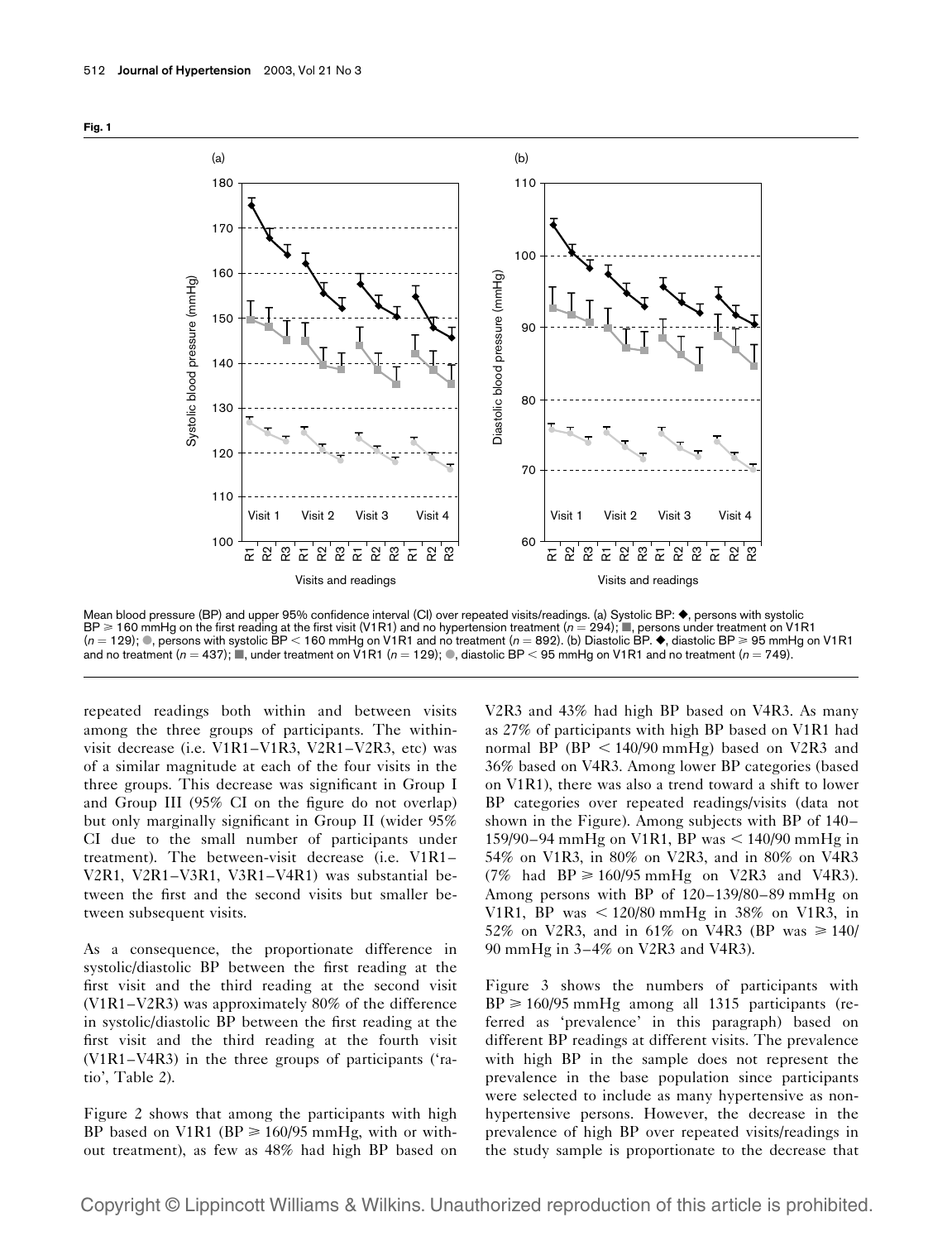**Fig. 1**

Mean blood pressure (BP) and upper 95% confidence interval (CI) over repeated visits/readings. (a) Systolic BP: ◆, persons with systolic BP ≥ 160 mmHg on the first reading at the first visit (V1R1) and no hypertension treatment ($n = 294$); ■, persons under treatment on V1R1 ($n = 129$); ●, persons with systolic BP < 160 mmHg on V1R1 and no treatment ($n = 892$). (b) Diastolic BP. ◆, diastolic BP ≥ 95 mmHg on V1R1 and no treatment ($n = 437$); ■, under treatment on V1R1 ($n = 129$); ●, diastolic BP < 95 mmHg on V1R1 and no treatment ($n = 749$).

repeated readings both within and between visits among the three groups of participants. The within-visit decrease (i.e. V1R1–V1R3, V2R1–V2R3, etc) was of a similar magnitude at each of the four visits in the three groups. This decrease was significant in Group I and Group III (95% CI on the figure do not overlap) but only marginally significant in Group II (wider 95% CI due to the small number of participants under treatment). The between-visit decrease (i.e. V1R1–V2R1, V2R1–V3R1, V3R1–V4R1) was substantial between the first and the second visits but smaller between subsequent visits.

As a consequence, the proportionate difference in systolic/diastolic BP between the first reading at the first visit and the third reading at the second visit (V1R1–V2R3) was approximately 80% of the difference in systolic/diastolic BP between the first reading at the first visit and the third reading at the fourth visit (V1R1–V4R3) in the three groups of participants ('ratio', Table 2).

Figure 2 shows that among the participants with high BP based on V1R1 (BP ≥ 160/95 mmHg, with or without treatment), as few as 48% had high BP based on V2R3 and 43% had high BP based on V4R3. As many as 27% of participants with high BP based on V1R1 had normal BP (BP < 140/90 mmHg) based on V2R3 and 36% based on V4R3. Among lower BP categories (based on V1R1), there was also a trend toward a shift to lower BP categories over repeated readings/visits (data not shown in the Figure). Among subjects with BP of 140–159/90–94 mmHg on V1R1, BP was < 140/90 mmHg in 54% on V1R3, in 80% on V2R3, and in 80% on V4R3 (7% had BP ≥ 160/95 mmHg on V2R3 and V4R3). Among persons with BP of 120–139/80–89 mmHg on V1R1, BP was < 120/80 mmHg in 38% on V1R3, in 52% on V2R3, and in 61% on V4R3 (BP was ≥ 140/90 mmHg in 3–4% on V2R3 and V4R3).

Figure 3 shows the numbers of participants with BP ≥ 160/95 mmHg among all 1315 participants (referred as 'prevalence' in this paragraph) based on different BP readings at different visits. The prevalence with high BP in the sample does not represent the prevalence in the base population since participants were selected to include as many hypertensive as non-hypertensive persons. However, the decrease in the prevalence of high BP over repeated visits/readings in the study sample is proportionate to the decrease that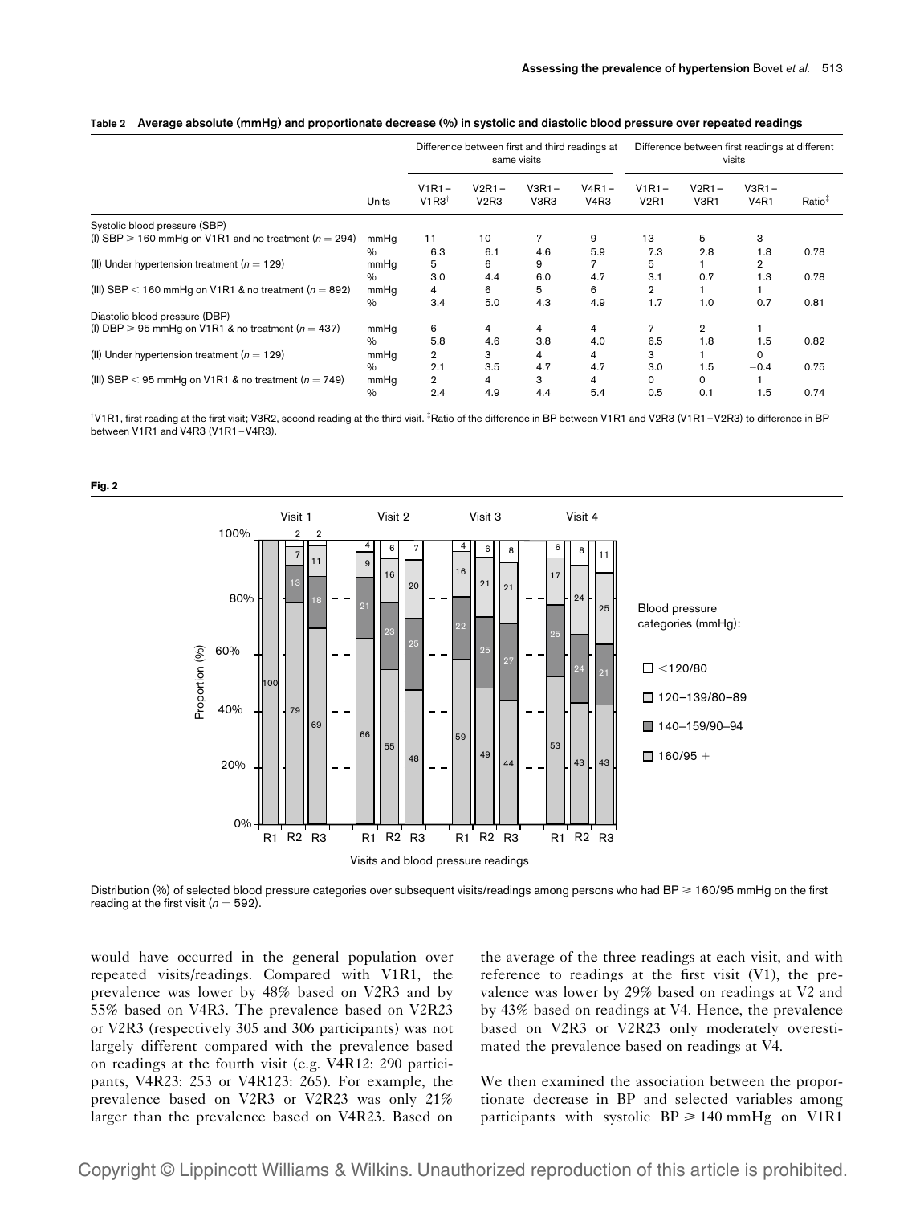**Table 2 Average absolute (mmHg) and proportionate decrease (%) in systolic and diastolic blood pressure over repeated readings**

| | Units | Difference between first and third readings at same visits | | | | Difference between first readings at different visits | | | |
|---|---|---|---|---|---|---|---|---|---|
| | | V1R1–V1R3[†] | V2R1–V2R3 | V3R1–V3R3 | V4R1–V4R3 | V1R1–V2R1 | V2R1–V3R1 | V3R1–V4R1 | Ratio[‡] |
| Systolic blood pressure (SBP) | | | | | | | | | |
| (I) SBP ≥ 160 mmHg on V1R1 and no treatment ($n = 294$) | mmHg | 11 | 10 | 7 | 9 | 13 | 5 | 3 | |
| | % | 6.3 | 6.1 | 4.6 | 5.9 | 7.3 | 2.8 | 1.8 | 0.78 |
| (II) Under hypertension treatment ($n = 129$) | mmHg | 5 | 6 | 9 | 7 | 5 | 1 | 2 | |
| | % | 3.0 | 4.4 | 6.0 | 4.7 | 3.1 | 0.7 | 1.3 | 0.78 |
| (III) SBP < 160 mmHg on V1R1 & no treatment ($n = 892$) | mmHg | 4 | 6 | 5 | 6 | 2 | 1 | 1 | |
| | % | 3.4 | 5.0 | 4.3 | 4.9 | 1.7 | 1.0 | 0.7 | 0.81 |
| Diastolic blood pressure (DBP) | | | | | | | | | |
| (I) DBP ≥ 95 mmHg on V1R1 & no treatment ($n = 437$) | mmHg | 6 | 4 | 4 | 4 | 7 | 2 | 1 | |
| | % | 5.8 | 4.6 | 3.8 | 4.0 | 6.5 | 1.8 | 1.5 | 0.82 |
| (II) Under hypertension treatment ($n = 129$) | mmHg | 2 | 3 | 4 | 4 | 3 | 1 | 0 | |
| | % | 2.1 | 3.5 | 4.7 | 4.7 | 3.0 | 1.5 | −0.4 | 0.75 |
| (III) SBP < 95 mmHg on V1R1 & no treatment ($n = 749$) | mmHg | 2 | 4 | 3 | 4 | 0 | 0 | 1 | |
| | % | 2.4 | 4.9 | 4.4 | 5.4 | 0.5 | 0.1 | 1.5 | 0.74 |

[†]V1R1, first reading at the first visit; V3R2, second reading at the third visit. [‡]Ratio of the difference in BP between V1R1 and V2R3 (V1R1–V2R3) to difference in BP between V1R1 and V4R3 (V1R1–V4R3).

**Fig. 2**

Distribution (%) of selected blood pressure categories over subsequent visits/readings among persons who had BP ≥ 160/95 mmHg on the first reading at the first visit ($n = 592$).

would have occurred in the general population over repeated visits/readings. Compared with V1R1, the prevalence was lower by 48% based on V2R3 and by 55% based on V4R3. The prevalence based on V2R23 or V2R3 (respectively 305 and 306 participants) was not largely different compared with the prevalence based on readings at the fourth visit (e.g. V4R12: 290 participants, V4R23: 253 or V4R123: 265). For example, the prevalence based on V2R3 or V2R23 was only 21% larger than the prevalence based on V4R23. Based on the average of the three readings at each visit, and with reference to readings at the first visit (V1), the prevalence was lower by 29% based on readings at V2 and by 43% based on readings at V4. Hence, the prevalence based on V2R3 or V2R23 only moderately overestimated the prevalence based on readings at V4.

We then examined the association between the proportionate decrease in BP and selected variables among participants with systolic BP ≥ 140 mmHg on V1R1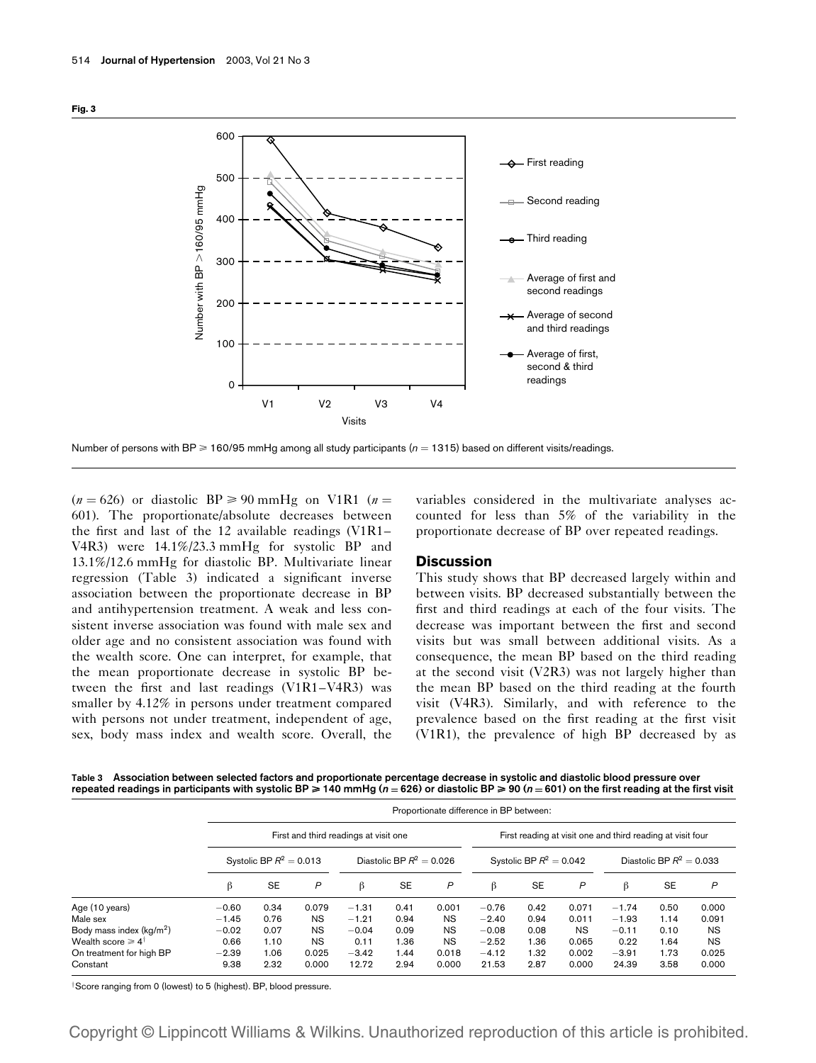**Fig. 3**

Number of persons with BP ≥ 160/95 mmHg among all study participants ($n = 1315$) based on different visits/readings.

($n = 626$) or diastolic BP ≥ 90 mmHg on V1R1 ($n = 601$). The proportionate/absolute decreases between the first and last of the 12 available readings (V1R1–V4R3) were 14.1%/23.3 mmHg for systolic BP and 13.1%/12.6 mmHg for diastolic BP. Multivariate linear regression (Table 3) indicated a significant inverse association between the proportionate decrease in BP and antihypertension treatment. A weak and less consistent inverse association was found with male sex and older age and no consistent association was found with the wealth score. One can interpret, for example, that the mean proportionate decrease in systolic BP between the first and last readings (V1R1–V4R3) was smaller by 4.12% in persons under treatment compared with persons not under treatment, independent of age, sex, body mass index and wealth score. Overall, the variables considered in the multivariate analyses accounted for less than 5% of the variability in the proportionate decrease of BP over repeated readings.

## Discussion

This study shows that BP decreased largely within and between visits. BP decreased substantially between the first and third readings at each of the four visits. The decrease was important between the first and second visits but was small between additional visits. As a consequence, the mean BP based on the third reading at the second visit (V2R3) was not largely higher than the mean BP based on the third reading at the fourth visit (V4R3). Similarly, and with reference to the prevalence based on the first reading at the first visit (V1R1), the prevalence of high BP decreased by as

**Table 3 Association between selected factors and proportionate percentage decrease in systolic and diastolic blood pressure over repeated readings in participants with systolic BP ≥ 140 mmHg ($n = 626$) or diastolic BP ≥ 90 ($n = 601$) on the first reading at the first visit**

| | Proportionate difference in BP between: | | | | | | | | | | | |
|---|---|---|---|---|---|---|---|---|---|---|---|---|
| | First and third readings at visit one | | | | | | First reading at visit one and third reading at visit four | | | | | |
| | Systolic BP $R^2 = 0.013$ | | | Diastolic BP $R^2 = 0.026$ | | | Systolic BP $R^2 = 0.042$ | | | Diastolic BP $R^2 = 0.033$ | | |
| | β | SE | $P$ | β | SE | $P$ | β | SE | $P$ | β | SE | $P$ |
| Age (10 years) | −0.60 | 0.34 | 0.079 | −1.31 | 0.41 | 0.001 | −0.76 | 0.42 | 0.071 | −1.74 | 0.50 | 0.000 |
| Male sex | −1.45 | 0.76 | NS | −1.21 | 0.94 | NS | −2.40 | 0.94 | 0.011 | −1.93 | 1.14 | 0.091 |
| Body mass index (kg/m$^2$) | −0.02 | 0.07 | NS | −0.04 | 0.09 | NS | −0.08 | 0.08 | NS | −0.11 | 0.10 | NS |
| Wealth score ≥ 4[†] | 0.66 | 1.10 | NS | 0.11 | 1.36 | NS | −2.52 | 1.36 | 0.065 | 0.22 | 1.64 | NS |
| On treatment for high BP | −2.39 | 1.06 | 0.025 | −3.42 | 1.44 | 0.018 | −4.12 | 1.32 | 0.002 | −3.91 | 1.73 | 0.025 |
| Constant | 9.38 | 2.32 | 0.000 | 12.72 | 2.94 | 0.000 | 21.53 | 2.87 | 0.000 | 24.39 | 3.58 | 0.000 |

[†]Score ranging from 0 (lowest) to 5 (highest). BP, blood pressure.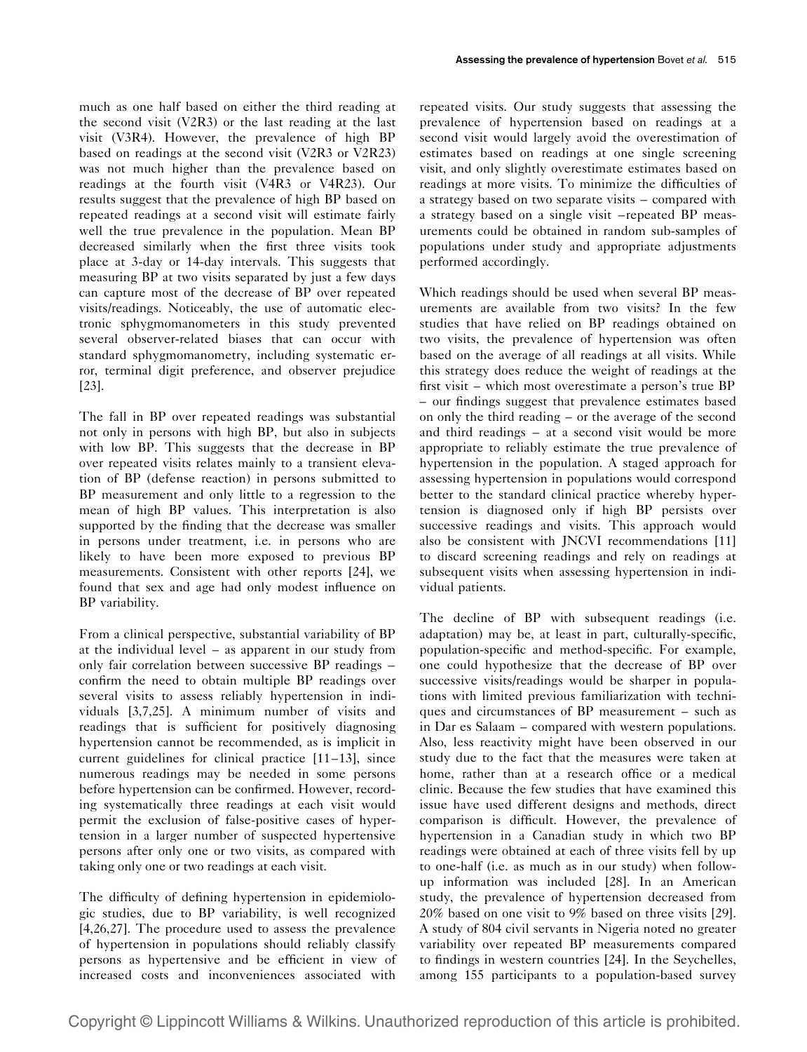much as one half based on either the third reading at the second visit (V2R3) or the last reading at the last visit (V3R4). However, the prevalence of high BP based on readings at the second visit (V2R3 or V2R23) was not much higher than the prevalence based on readings at the fourth visit (V4R3 or V4R23). Our results suggest that the prevalence of high BP based on repeated readings at a second visit will estimate fairly well the true prevalence in the population. Mean BP decreased similarly when the first three visits took place at 3-day or 14-day intervals. This suggests that measuring BP at two visits separated by just a few days can capture most of the decrease of BP over repeated visits/readings. Noticeably, the use of automatic electronic sphygmomanometers in this study prevented several observer-related biases that can occur with standard sphygmomanometry, including systematic error, terminal digit preference, and observer prejudice [23].

The fall in BP over repeated readings was substantial not only in persons with high BP, but also in subjects with low BP. This suggests that the decrease in BP over repeated visits relates mainly to a transient elevation of BP (defense reaction) in persons submitted to BP measurement and only little to a regression to the mean of high BP values. This interpretation is also supported by the finding that the decrease was smaller in persons under treatment, i.e. in persons who are likely to have been more exposed to previous BP measurements. Consistent with other reports [24], we found that sex and age had only modest influence on BP variability.

From a clinical perspective, substantial variability of BP at the individual level – as apparent in our study from only fair correlation between successive BP readings – confirm the need to obtain multiple BP readings over several visits to assess reliably hypertension in individuals [3,7,25]. A minimum number of visits and readings that is sufficient for positively diagnosing hypertension cannot be recommended, as is implicit in current guidelines for clinical practice [11–13], since numerous readings may be needed in some persons before hypertension can be confirmed. However, recording systematically three readings at each visit would permit the exclusion of false-positive cases of hypertension in a larger number of suspected hypertensive persons after only one or two visits, as compared with taking only one or two readings at each visit.

The difficulty of defining hypertension in epidemiologic studies, due to BP variability, is well recognized [4,26,27]. The procedure used to assess the prevalence of hypertension in populations should reliably classify persons as hypertensive and be efficient in view of increased costs and inconveniences associated with repeated visits. Our study suggests that assessing the prevalence of hypertension based on readings at a second visit would largely avoid the overestimation of estimates based on readings at one single screening visit, and only slightly overestimate estimates based on readings at more visits. To minimize the difficulties of a strategy based on two separate visits – compared with a strategy based on a single visit –repeated BP measurements could be obtained in random sub-samples of populations under study and appropriate adjustments performed accordingly.

Which readings should be used when several BP measurements are available from two visits? In the few studies that have relied on BP readings obtained on two visits, the prevalence of hypertension was often based on the average of all readings at all visits. While this strategy does reduce the weight of readings at the first visit – which most overestimate a person's true BP – our findings suggest that prevalence estimates based on only the third reading – or the average of the second and third readings – at a second visit would be more appropriate to reliably estimate the true prevalence of hypertension in the population. A staged approach for assessing hypertension in populations would correspond better to the standard clinical practice whereby hypertension is diagnosed only if high BP persists over successive readings and visits. This approach would also be consistent with JNCVI recommendations [11] to discard screening readings and rely on readings at subsequent visits when assessing hypertension in individual patients.

The decline of BP with subsequent readings (i.e. adaptation) may be, at least in part, culturally-specific, population-specific and method-specific. For example, one could hypothesize that the decrease of BP over successive visits/readings would be sharper in populations with limited previous familiarization with techniques and circumstances of BP measurement – such as in Dar es Salaam – compared with western populations. Also, less reactivity might have been observed in our study due to the fact that the measures were taken at home, rather than at a research office or a medical clinic. Because the few studies that have examined this issue have used different designs and methods, direct comparison is difficult. However, the prevalence of hypertension in a Canadian study in which two BP readings were obtained at each of three visits fell by up to one-half (i.e. as much as in our study) when follow-up information was included [28]. In an American study, the prevalence of hypertension decreased from 20% based on one visit to 9% based on three visits [29]. A study of 804 civil servants in Nigeria noted no greater variability over repeated BP measurements compared to findings in western countries [24]. In the Seychelles, among 155 participants to a population-based survey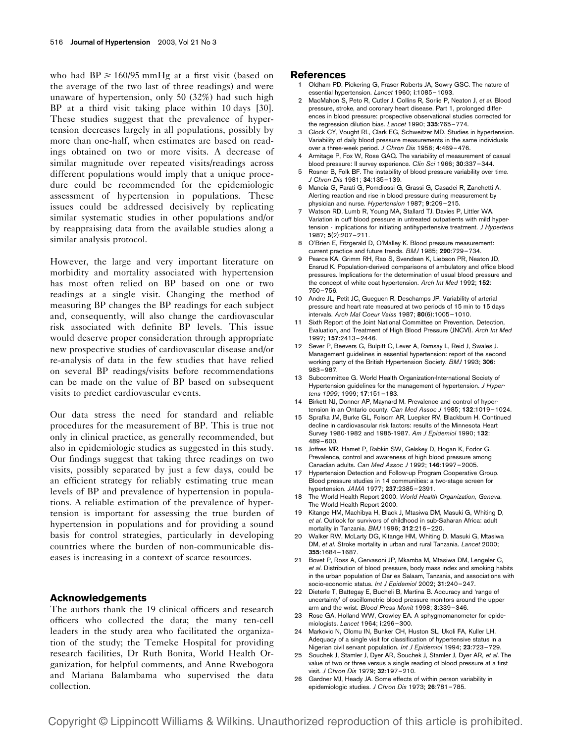who had BP ⩾ 160/95 mmHg at a first visit (based on the average of the two last of three readings) and were unaware of hypertension, only 50 (32%) had such high BP at a third visit taking place within 10 days [30]. These studies suggest that the prevalence of hypertension decreases largely in all populations, possibly by more than one-half, when estimates are based on readings obtained on two or more visits. A decrease of similar magnitude over repeated visits/readings across different populations would imply that a unique procedure could be recommended for the epidemiologic assessment of hypertension in populations. These issues could be addressed decisively by replicating similar systematic studies in other populations and/or by reappraising data from the available studies along a similar analysis protocol.

However, the large and very important literature on morbidity and mortality associated with hypertension has most often relied on BP based on one or two readings at a single visit. Changing the method of measuring BP changes the BP readings for each subject and, consequently, will also change the cardiovascular risk associated with definite BP levels. This issue would deserve proper consideration through appropriate new prospective studies of cardiovascular disease and/or re-analysis of data in the few studies that have relied on several BP readings/visits before recommendations can be made on the value of BP based on subsequent visits to predict cardiovascular events.

Our data stress the need for standard and reliable procedures for the measurement of BP. This is true not only in clinical practice, as generally recommended, but also in epidemiologic studies as suggested in this study. Our findings suggest that taking three readings on two visits, possibly separated by just a few days, could be an efficient strategy for reliably estimating true mean levels of BP and prevalence of hypertension in populations. A reliable estimation of the prevalence of hypertension is important for assessing the true burden of hypertension in populations and for providing a sound basis for control strategies, particularly in developing countries where the burden of non-communicable diseases is increasing in a context of scarce resources.

## Acknowledgements

The authors thank the 19 clinical officers and research officers who collected the data; the many ten-cell leaders in the study area who facilitated the organization of the study; the Temeke Hospital for providing research facilities, Dr Ruth Bonita, World Health Organization, for helpful comments, and Anne Rwebogora and Mariana Balambama who supervised the data collection.

## References

1. Oldham PD, Pickering G, Fraser Roberts JA, Sowry GSC. The nature of essential hypertension. *Lancet* 1960; **i**:1085–1093.
2. MacMahon S, Peto R, Cutler J, Collins R, Sorlie P, Neaton J, *et al.* Blood pressure, stroke, and coronary heart disease. Part 1, prolonged differences in blood pressure: prospective observational studies corrected for the regression dilution bias. *Lancet* 1990; **335**:765–774.
3. Glock CY, Vought RL, Clark EG, Schweitzer MD. Studies in hypertension. Variability of daily blood pressure measurements in the same individuals over a three-week period. *J Chron Dis* 1956; **4**:469–476.
4. Armitage P, Fox W, Rose GAQ. The variability of measurement of casual blood pressure: II survey experience. *Clin Sci* 1966; **30**:337–344.
5. Rosner B, Folk BF. The instability of blood pressure variability over time. *J Chron Dis* 1981; **34**:135–139.
6. Mancia G, Parati G, Pomdiossi G, Grassi G, Casadei R, Zanchetti A. Alerting reaction and rise in blood pressure during measurement by physician and nurse. *Hypertension* 1987; **9**:209–215.
7. Watson RD, Lumb R, Young MA, Stallard TJ, Davies P, Littler WA. Variation in cuff blood pressure in untreated outpatients with mild hypertension - implications for initiating antihypertensive treatment. *J Hypertens* 1987; **5**(2):207–211.
8. O'Brien E, Fitzgerald D, O'Malley K. Blood pressure measurement: current practice and future trends. *BMJ* 1985; **290**:729–734.
9. Pearce KA, Grimm RH, Rao S, Svendsen K, Liebson PR, Neaton JD, Ensrud K. Population-derived comparisons of ambulatory and office blood pressures. Implications for the determination of usual blood pressure and the concept of white coat hypertension. *Arch Int Med* 1992; **152**: 750–756.
10. Andre JL, Petit JC, Gueguen R, Deschamps JP. Variability of arterial pressure and heart rate measured at two periods of 15 min to 15 days intervals. *Arch Mal Coeur Vaiss* 1987; **80**(6):1005–1010.
11. Sixth Report of the Joint National Committee on Prevention. Detection, Evaluation, and Treatment of High Blood Pressure (JNCVI). *Arch Int Med* 1997; **157**:2413–2446.
12. Sever P, Beevers G, Bulpitt C, Lever A, Ramsay L, Reid J, Swales J. Management guidelines in essential hypertension: report of the second working party of the British Hypertension Society. *BMJ* 1993; **306**: 983–987.
13. Subcommittee G. World Health Organization-International Society of Hypertension guidelines for the management of hypertension. *J Hypertens 1999;* 1999; **17**:151–183.
14. Birkett NJ, Donner AP, Maynard M. Prevalence and control of hypertension in an Ontario county. *Can Med Assoc J* 1985; **132**:1019–1024.
15. Sprafka JM, Burke GL, Folsom AR, Luepker RV, Blackburn H. Continued decline in cardiovascular risk factors: results of the Minnesota Heart Survey 1980-1982 and 1985-1987. *Am J Epidemiol* 1990; **132**: 489–600.
16. Joffres MR, Hamet P, Rabkin SW, Gelskey D, Hogan K, Fodor G. Prevalence, control and awareness of high blood pressure among Canadian adults. *Can Med Assoc J* 1992; **146**:1997–2005.
17. Hypertension Detection and Follow-up Program Cooperative Group. Blood pressure studies in 14 communities: a two-stage screen for hypertension. *JAMA* 1977; **237**:2385–2391.
18. The World Health Report 2000. *World Health Organization, Geneva*. The World Health Report 2000.
19. Kitange HM, Machibya H, Black J, Mtasiwa DM, Masuki G, Whiting D, *et al.* Outlook for survivors of childhood in sub-Saharan Africa: adult mortality in Tanzania. *BMJ* 1996; **312**:216–220.
20. Walker RW, McLarty DG, Kitange HM, Whiting D, Masuki G, Mtasiwa DM, *et al.* Stroke mortality in urban and rural Tanzania. *Lancet* 2000; **355**:1684–1687.
21. Bovet P, Ross A, Gervasoni JP, Mkamba M, Mtasiwa DM, Lengeler C, *et al.* Distribution of blood pressure, body mass index and smoking habits in the urban population of Dar es Salaam, Tanzania, and associations with socio-economic status. *Int J Epidemiol* 2002; **31**:240–247.
22. Dieterle T, Battegay E, Bucheli B, Martina B. Accuracy and 'range of uncertainty' of oscillometric blood pressure monitors around the upper arm and the wrist. *Blood Press Monit* 1998; **3**:339–346.
23. Rose GA, Holland WW, Crowley EA. A sphygmomanometer for epidemiologists. *Lancet* 1964; **i**:296–300.
24. Markovic N, Olomu IN, Bunker CH, Huston SL, Ukoli FA, Kuller LH. Adequacy of a single visit for classification of hypertensive status in a Nigerian civil servant population. *Int J Epidemiol* 1994; **23**:723–729.
25. Souchek J, Stamler J, Dyer AR, Souchek J, Stamler J, Dyer AR, *et al.* The value of two or three versus a single reading of blood pressure at a first visit. *J Chron Dis* 1979; **32**:197–210.
26. Gardner MJ, Heady JA. Some effects of within person variability in epidemiologic studies. *J Chron Dis* 1973; **26**:781–785.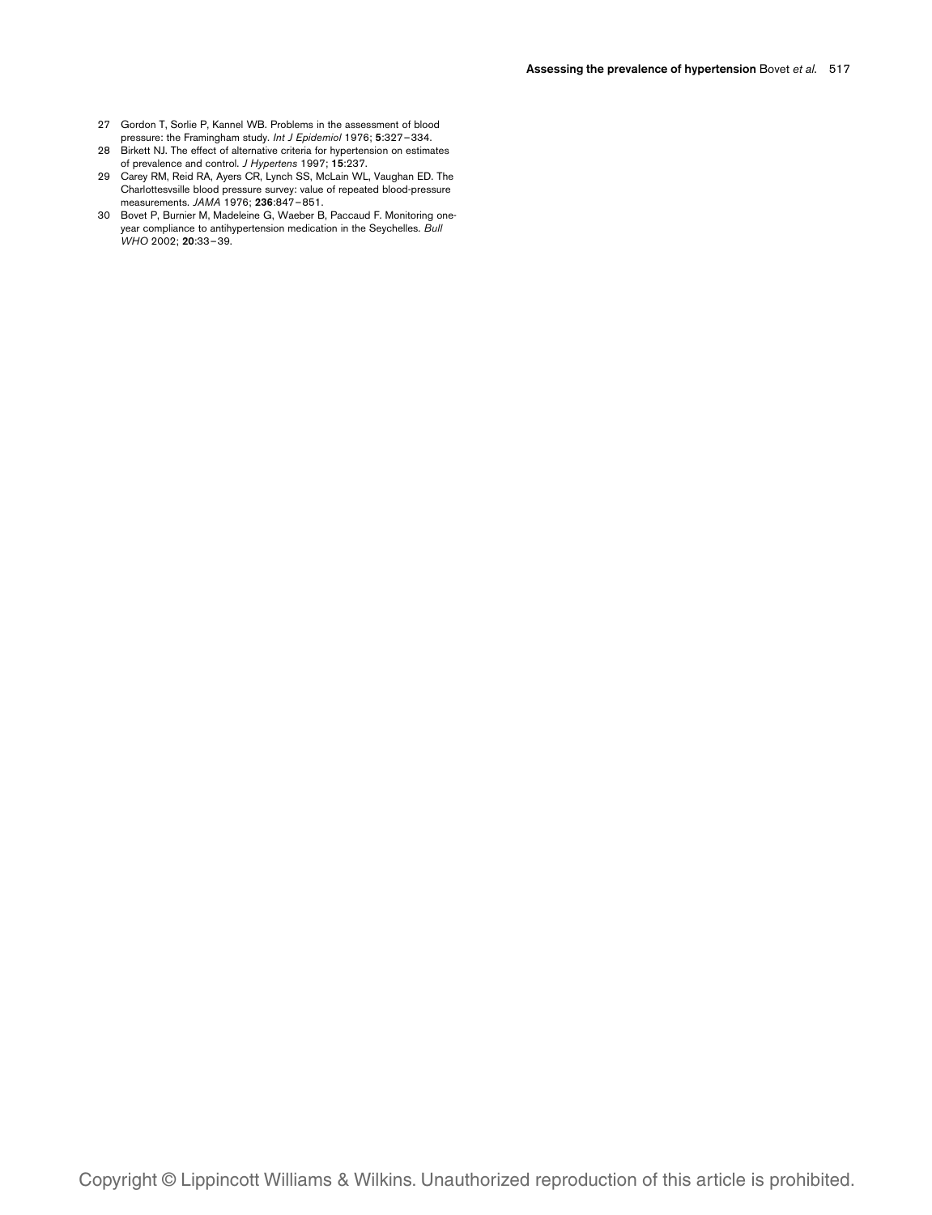27 Gordon T, Sorlie P, Kannel WB. Problems in the assessment of blood pressure: the Framingham study. *Int J Epidemiol* 1976; **5**:327–334.

28 Birkett NJ. The effect of alternative criteria for hypertension on estimates of prevalence and control. *J Hypertens* 1997; **15**:237.

29 Carey RM, Reid RA, Ayers CR, Lynch SS, McLain WL, Vaughan ED. The Charlottesvsille blood pressure survey: value of repeated blood-pressure measurements. *JAMA* 1976; **236**:847–851.

30 Bovet P, Burnier M, Madeleine G, Waeber B, Paccaud F. Monitoring one-year compliance to antihypertension medication in the Seychelles. *Bull WHO* 2002; **20**:33–39.

Copyright © Lippincott Williams & Wilkins. Unauthorized reproduction of this article is prohibited.